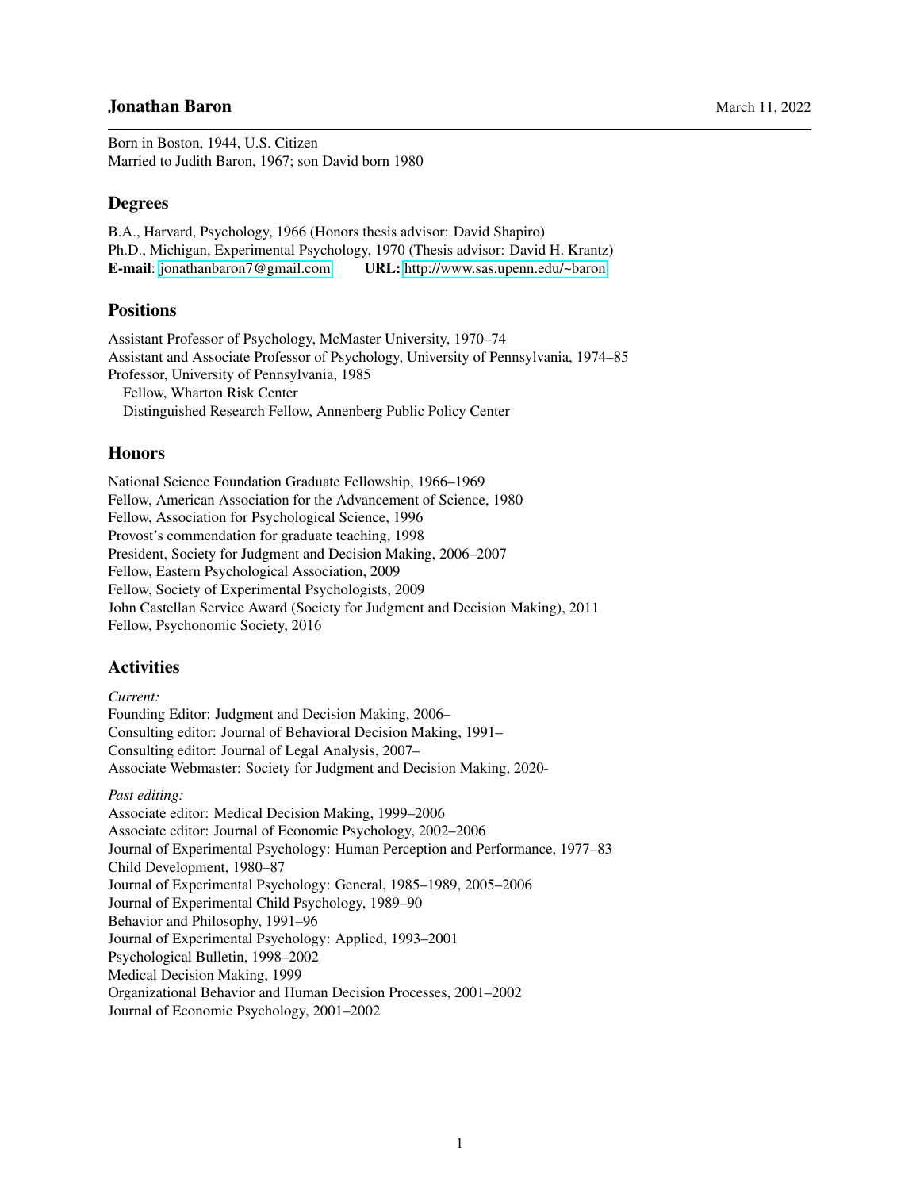# Jonathan Baron

March 11, 2022

Born in Boston, 1944, U.S. Citizen
Married to Judith Baron, 1967; son David born 1980

## Degrees

B.A., Harvard, Psychology, 1966 (Honors thesis advisor: David Shapiro)
Ph.D., Michigan, Experimental Psychology, 1970 (Thesis advisor: David H. Krantz)
**E-mail**: jonathanbaron7@gmail.com **URL:** http://www.sas.upenn.edu/~baron

## Positions

Assistant Professor of Psychology, McMaster University, 1970–74
Assistant and Associate Professor of Psychology, University of Pennsylvania, 1974–85
Professor, University of Pennsylvania, 1985
  Fellow, Wharton Risk Center
  Distinguished Research Fellow, Annenberg Public Policy Center

## Honors

National Science Foundation Graduate Fellowship, 1966–1969
Fellow, American Association for the Advancement of Science, 1980
Fellow, Association for Psychological Science, 1996
Provost's commendation for graduate teaching, 1998
President, Society for Judgment and Decision Making, 2006–2007
Fellow, Eastern Psychological Association, 2009
Fellow, Society of Experimental Psychologists, 2009
John Castellan Service Award (Society for Judgment and Decision Making), 2011
Fellow, Psychonomic Society, 2016

## Activities

*Current:*
Founding Editor: Judgment and Decision Making, 2006–
Consulting editor: Journal of Behavioral Decision Making, 1991–
Consulting editor: Journal of Legal Analysis, 2007–
Associate Webmaster: Society for Judgment and Decision Making, 2020-

*Past editing:*
Associate editor: Medical Decision Making, 1999–2006
Associate editor: Journal of Economic Psychology, 2002–2006
Journal of Experimental Psychology: Human Perception and Performance, 1977–83
Child Development, 1980–87
Journal of Experimental Psychology: General, 1985–1989, 2005–2006
Journal of Experimental Child Psychology, 1989–90
Behavior and Philosophy, 1991–96
Journal of Experimental Psychology: Applied, 1993–2001
Psychological Bulletin, 1998–2002
Medical Decision Making, 1999
Organizational Behavior and Human Decision Processes, 2001–2002
Journal of Economic Psychology, 2001–2002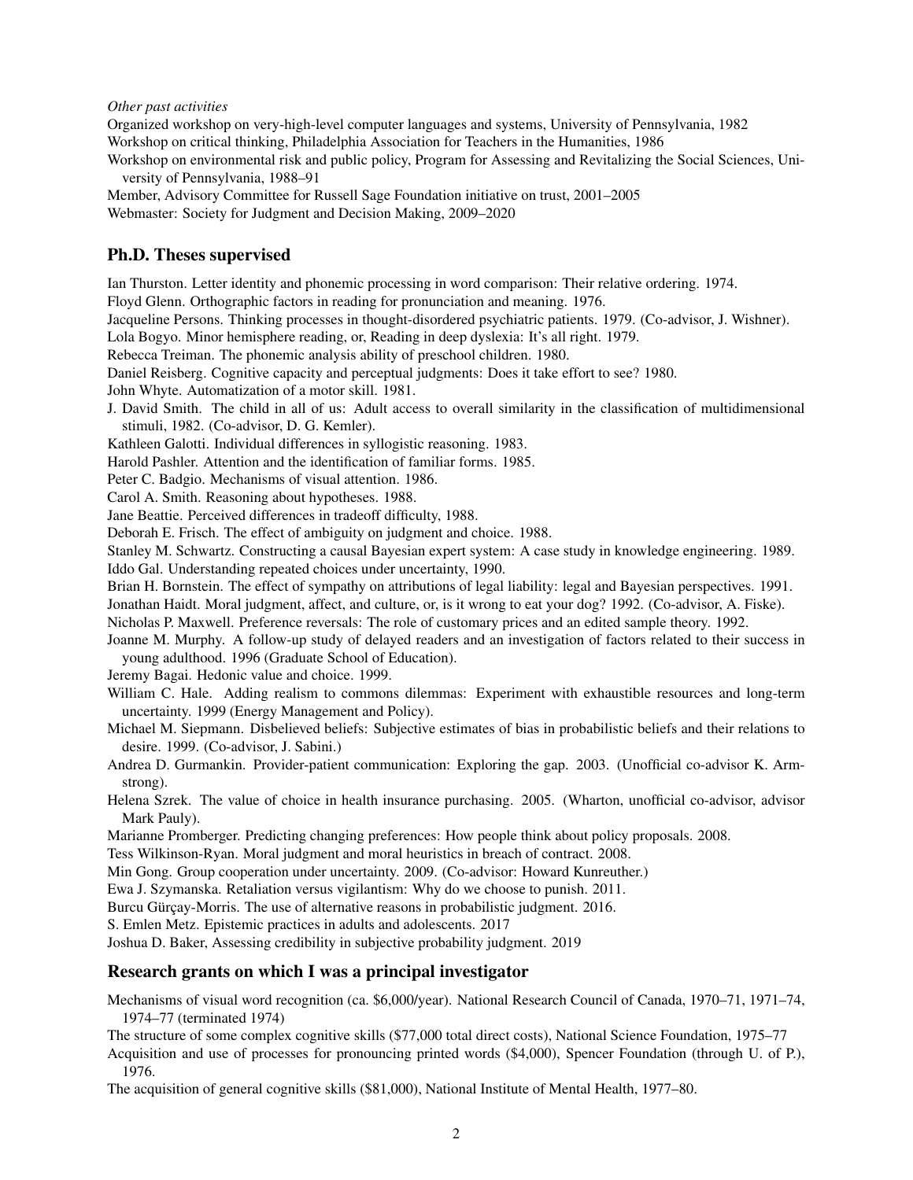*Other past activities*

Organized workshop on very-high-level computer languages and systems, University of Pennsylvania, 1982

Workshop on critical thinking, Philadelphia Association for Teachers in the Humanities, 1986

Workshop on environmental risk and public policy, Program for Assessing and Revitalizing the Social Sciences, University of Pennsylvania, 1988–91

Member, Advisory Committee for Russell Sage Foundation initiative on trust, 2001–2005

Webmaster: Society for Judgment and Decision Making, 2009–2020

## Ph.D. Theses supervised

Ian Thurston. Letter identity and phonemic processing in word comparison: Their relative ordering. 1974.

Floyd Glenn. Orthographic factors in reading for pronunciation and meaning. 1976.

Jacqueline Persons. Thinking processes in thought-disordered psychiatric patients. 1979. (Co-advisor, J. Wishner).

Lola Bogyo. Minor hemisphere reading, or, Reading in deep dyslexia: It's all right. 1979.

Rebecca Treiman. The phonemic analysis ability of preschool children. 1980.

Daniel Reisberg. Cognitive capacity and perceptual judgments: Does it take effort to see? 1980.

John Whyte. Automatization of a motor skill. 1981.

J. David Smith. The child in all of us: Adult access to overall similarity in the classification of multidimensional stimuli, 1982. (Co-advisor, D. G. Kemler).

Kathleen Galotti. Individual differences in syllogistic reasoning. 1983.

Harold Pashler. Attention and the identification of familiar forms. 1985.

Peter C. Badgio. Mechanisms of visual attention. 1986.

Carol A. Smith. Reasoning about hypotheses. 1988.

Jane Beattie. Perceived differences in tradeoff difficulty, 1988.

Deborah E. Frisch. The effect of ambiguity on judgment and choice. 1988.

Stanley M. Schwartz. Constructing a causal Bayesian expert system: A case study in knowledge engineering. 1989.

Iddo Gal. Understanding repeated choices under uncertainty, 1990.

Brian H. Bornstein. The effect of sympathy on attributions of legal liability: legal and Bayesian perspectives. 1991.

Jonathan Haidt. Moral judgment, affect, and culture, or, is it wrong to eat your dog? 1992. (Co-advisor, A. Fiske).

Nicholas P. Maxwell. Preference reversals: The role of customary prices and an edited sample theory. 1992.

Joanne M. Murphy. A follow-up study of delayed readers and an investigation of factors related to their success in young adulthood. 1996 (Graduate School of Education).

Jeremy Bagai. Hedonic value and choice. 1999.

William C. Hale. Adding realism to commons dilemmas: Experiment with exhaustible resources and long-term uncertainty. 1999 (Energy Management and Policy).

Michael M. Siepmann. Disbelieved beliefs: Subjective estimates of bias in probabilistic beliefs and their relations to desire. 1999. (Co-advisor, J. Sabini.)

Andrea D. Gurmankin. Provider-patient communication: Exploring the gap. 2003. (Unofficial co-advisor K. Armstrong).

Helena Szrek. The value of choice in health insurance purchasing. 2005. (Wharton, unofficial co-advisor, advisor Mark Pauly).

Marianne Promberger. Predicting changing preferences: How people think about policy proposals. 2008.

Tess Wilkinson-Ryan. Moral judgment and moral heuristics in breach of contract. 2008.

Min Gong. Group cooperation under uncertainty. 2009. (Co-advisor: Howard Kunreuther.)

Ewa J. Szymanska. Retaliation versus vigilantism: Why do we choose to punish. 2011.

Burcu Gürçay-Morris. The use of alternative reasons in probabilistic judgment. 2016.

S. Emlen Metz. Epistemic practices in adults and adolescents. 2017

Joshua D. Baker, Assessing credibility in subjective probability judgment. 2019

## Research grants on which I was a principal investigator

Mechanisms of visual word recognition (ca. $6,000/year). National Research Council of Canada, 1970–71, 1971–74, 1974–77 (terminated 1974)

The structure of some complex cognitive skills ($77,000 total direct costs), National Science Foundation, 1975–77

Acquisition and use of processes for pronouncing printed words ($4,000), Spencer Foundation (through U. of P.), 1976.

The acquisition of general cognitive skills ($81,000), National Institute of Mental Health, 1977–80.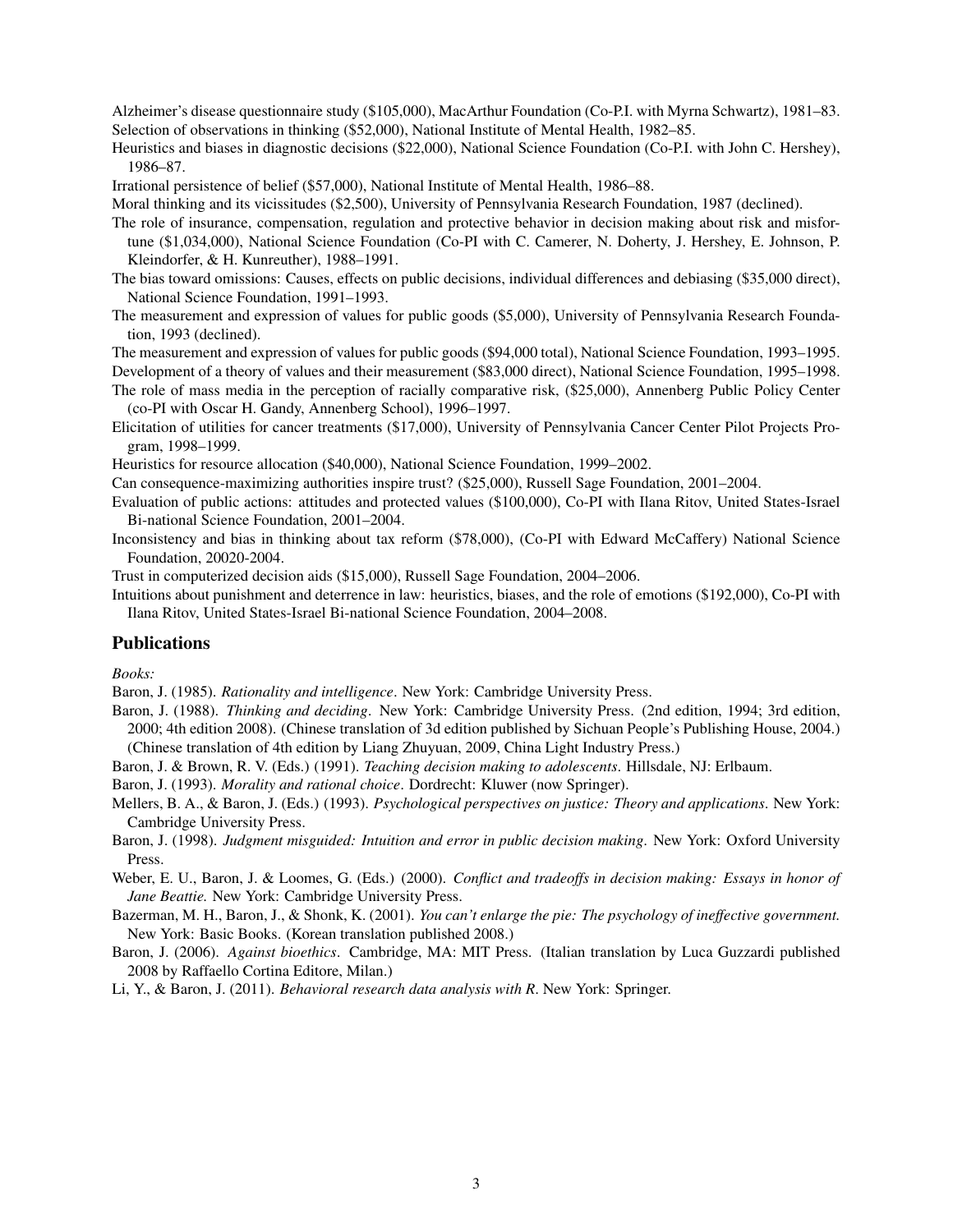Alzheimer's disease questionnaire study ($105,000), MacArthur Foundation (Co-P.I. with Myrna Schwartz), 1981–83.

Selection of observations in thinking ($52,000), National Institute of Mental Health, 1982–85.

Heuristics and biases in diagnostic decisions ($22,000), National Science Foundation (Co-P.I. with John C. Hershey), 1986–87.

Irrational persistence of belief ($57,000), National Institute of Mental Health, 1986–88.

Moral thinking and its vicissitudes ($2,500), University of Pennsylvania Research Foundation, 1987 (declined).

The role of insurance, compensation, regulation and protective behavior in decision making about risk and misfortune ($1,034,000), National Science Foundation (Co-PI with C. Camerer, N. Doherty, J. Hershey, E. Johnson, P. Kleindorfer, & H. Kunreuther), 1988–1991.

The bias toward omissions: Causes, effects on public decisions, individual differences and debiasing ($35,000 direct), National Science Foundation, 1991–1993.

The measurement and expression of values for public goods ($5,000), University of Pennsylvania Research Foundation, 1993 (declined).

The measurement and expression of values for public goods ($94,000 total), National Science Foundation, 1993–1995.

Development of a theory of values and their measurement ($83,000 direct), National Science Foundation, 1995–1998.

The role of mass media in the perception of racially comparative risk, ($25,000), Annenberg Public Policy Center (co-PI with Oscar H. Gandy, Annenberg School), 1996–1997.

Elicitation of utilities for cancer treatments ($17,000), University of Pennsylvania Cancer Center Pilot Projects Program, 1998–1999.

Heuristics for resource allocation ($40,000), National Science Foundation, 1999–2002.

Can consequence-maximizing authorities inspire trust? ($25,000), Russell Sage Foundation, 2001–2004.

Evaluation of public actions: attitudes and protected values ($100,000), Co-PI with Ilana Ritov, United States-Israel Bi-national Science Foundation, 2001–2004.

Inconsistency and bias in thinking about tax reform ($78,000), (Co-PI with Edward McCaffery) National Science Foundation, 20020-2004.

Trust in computerized decision aids ($15,000), Russell Sage Foundation, 2004–2006.

Intuitions about punishment and deterrence in law: heuristics, biases, and the role of emotions ($192,000), Co-PI with Ilana Ritov, United States-Israel Bi-national Science Foundation, 2004–2008.

## Publications

*Books:*

Baron, J. (1985). *Rationality and intelligence*. New York: Cambridge University Press.

Baron, J. (1988). *Thinking and deciding*. New York: Cambridge University Press. (2nd edition, 1994; 3rd edition, 2000; 4th edition 2008). (Chinese translation of 3d edition published by Sichuan People's Publishing House, 2004.) (Chinese translation of 4th edition by Liang Zhuyuan, 2009, China Light Industry Press.)

Baron, J. & Brown, R. V. (Eds.) (1991). *Teaching decision making to adolescents*. Hillsdale, NJ: Erlbaum.

Baron, J. (1993). *Morality and rational choice*. Dordrecht: Kluwer (now Springer).

Mellers, B. A., & Baron, J. (Eds.) (1993). *Psychological perspectives on justice: Theory and applications*. New York: Cambridge University Press.

Baron, J. (1998). *Judgment misguided: Intuition and error in public decision making*. New York: Oxford University Press.

Weber, E. U., Baron, J. & Loomes, G. (Eds.) (2000). *Conflict and tradeoffs in decision making: Essays in honor of Jane Beattie.* New York: Cambridge University Press.

Bazerman, M. H., Baron, J., & Shonk, K. (2001). *You can't enlarge the pie: The psychology of ineffective government.* New York: Basic Books. (Korean translation published 2008.)

Baron, J. (2006). *Against bioethics*. Cambridge, MA: MIT Press. (Italian translation by Luca Guzzardi published 2008 by Raffaello Cortina Editore, Milan.)

Li, Y., & Baron, J. (2011). *Behavioral research data analysis with R*. New York: Springer.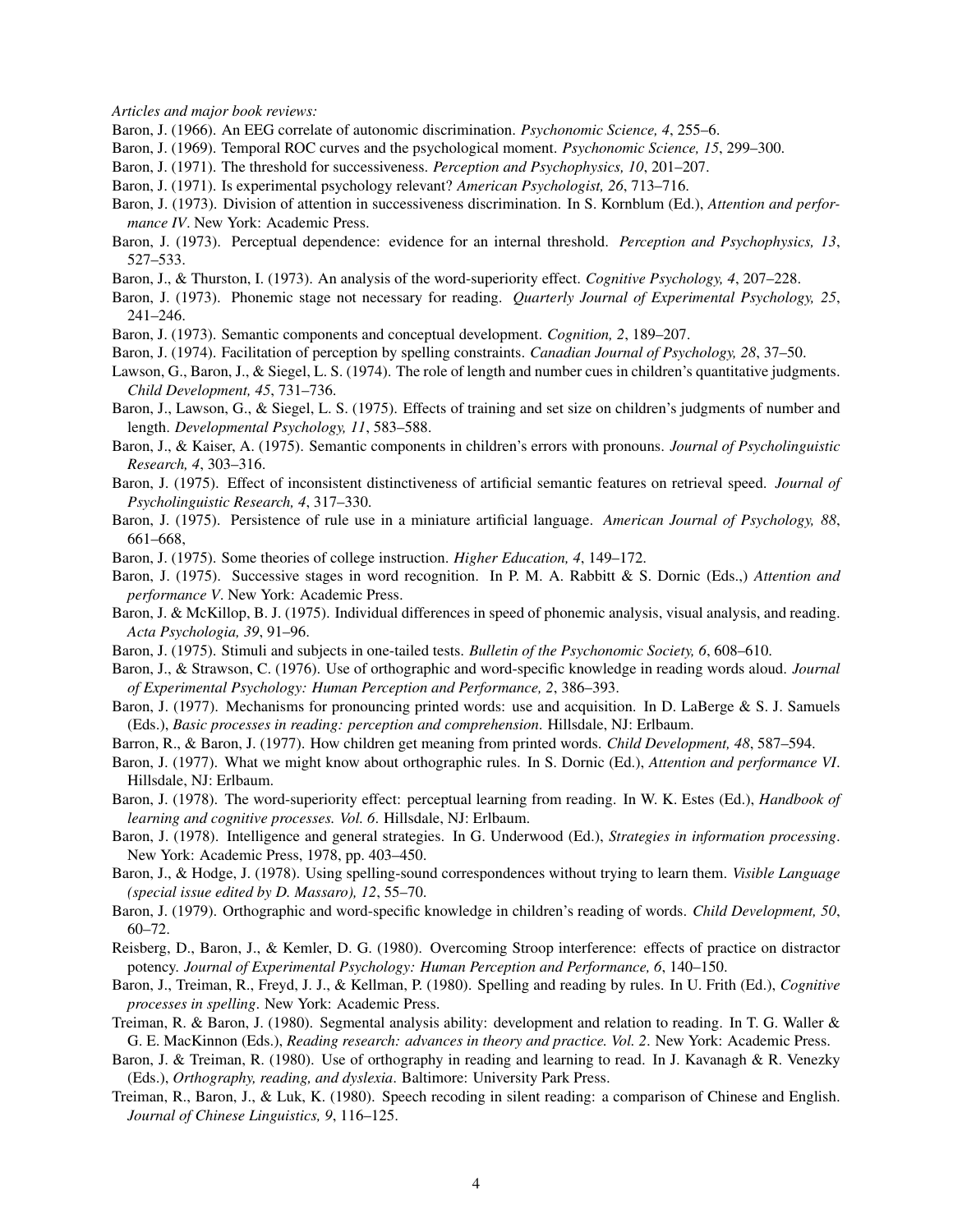*Articles and major book reviews:*

Baron, J. (1966). An EEG correlate of autonomic discrimination. *Psychonomic Science, 4*, 255–6.

Baron, J. (1969). Temporal ROC curves and the psychological moment. *Psychonomic Science, 15*, 299–300.

Baron, J. (1971). The threshold for successiveness. *Perception and Psychophysics, 10*, 201–207.

Baron, J. (1971). Is experimental psychology relevant? *American Psychologist, 26*, 713–716.

Baron, J. (1973). Division of attention in successiveness discrimination. In S. Kornblum (Ed.), *Attention and performance IV*. New York: Academic Press.

Baron, J. (1973). Perceptual dependence: evidence for an internal threshold. *Perception and Psychophysics, 13*, 527–533.

Baron, J., & Thurston, I. (1973). An analysis of the word-superiority effect. *Cognitive Psychology, 4*, 207–228.

Baron, J. (1973). Phonemic stage not necessary for reading. *Quarterly Journal of Experimental Psychology, 25*, 241–246.

Baron, J. (1973). Semantic components and conceptual development. *Cognition, 2*, 189–207.

Baron, J. (1974). Facilitation of perception by spelling constraints. *Canadian Journal of Psychology, 28*, 37–50.

Lawson, G., Baron, J., & Siegel, L. S. (1974). The role of length and number cues in children's quantitative judgments. *Child Development, 45*, 731–736.

Baron, J., Lawson, G., & Siegel, L. S. (1975). Effects of training and set size on children's judgments of number and length. *Developmental Psychology, 11*, 583–588.

Baron, J., & Kaiser, A. (1975). Semantic components in children's errors with pronouns. *Journal of Psycholinguistic Research, 4*, 303–316.

Baron, J. (1975). Effect of inconsistent distinctiveness of artificial semantic features on retrieval speed. *Journal of Psycholinguistic Research, 4*, 317–330.

Baron, J. (1975). Persistence of rule use in a miniature artificial language. *American Journal of Psychology, 88*, 661–668,

Baron, J. (1975). Some theories of college instruction. *Higher Education, 4*, 149–172.

Baron, J. (1975). Successive stages in word recognition. In P. M. A. Rabbitt & S. Dornic (Eds.,) *Attention and performance V*. New York: Academic Press.

Baron, J. & McKillop, B. J. (1975). Individual differences in speed of phonemic analysis, visual analysis, and reading. *Acta Psychologia, 39*, 91–96.

Baron, J. (1975). Stimuli and subjects in one-tailed tests. *Bulletin of the Psychonomic Society, 6*, 608–610.

Baron, J., & Strawson, C. (1976). Use of orthographic and word-specific knowledge in reading words aloud. *Journal of Experimental Psychology: Human Perception and Performance, 2*, 386–393.

Baron, J. (1977). Mechanisms for pronouncing printed words: use and acquisition. In D. LaBerge & S. J. Samuels (Eds.), *Basic processes in reading: perception and comprehension*. Hillsdale, NJ: Erlbaum.

Barron, R., & Baron, J. (1977). How children get meaning from printed words. *Child Development, 48*, 587–594.

Baron, J. (1977). What we might know about orthographic rules. In S. Dornic (Ed.), *Attention and performance VI*. Hillsdale, NJ: Erlbaum.

Baron, J. (1978). The word-superiority effect: perceptual learning from reading. In W. K. Estes (Ed.), *Handbook of learning and cognitive processes. Vol. 6*. Hillsdale, NJ: Erlbaum.

Baron, J. (1978). Intelligence and general strategies. In G. Underwood (Ed.), *Strategies in information processing*. New York: Academic Press, 1978, pp. 403–450.

Baron, J., & Hodge, J. (1978). Using spelling-sound correspondences without trying to learn them. *Visible Language (special issue edited by D. Massaro), 12*, 55–70.

Baron, J. (1979). Orthographic and word-specific knowledge in children's reading of words. *Child Development, 50*, 60–72.

Reisberg, D., Baron, J., & Kemler, D. G. (1980). Overcoming Stroop interference: effects of practice on distractor potency. *Journal of Experimental Psychology: Human Perception and Performance, 6*, 140–150.

Baron, J., Treiman, R., Freyd, J. J., & Kellman, P. (1980). Spelling and reading by rules. In U. Frith (Ed.), *Cognitive processes in spelling*. New York: Academic Press.

Treiman, R. & Baron, J. (1980). Segmental analysis ability: development and relation to reading. In T. G. Waller & G. E. MacKinnon (Eds.), *Reading research: advances in theory and practice. Vol. 2*. New York: Academic Press.

Baron, J. & Treiman, R. (1980). Use of orthography in reading and learning to read. In J. Kavanagh & R. Venezky (Eds.), *Orthography, reading, and dyslexia*. Baltimore: University Park Press.

Treiman, R., Baron, J., & Luk, K. (1980). Speech recoding in silent reading: a comparison of Chinese and English. *Journal of Chinese Linguistics, 9*, 116–125.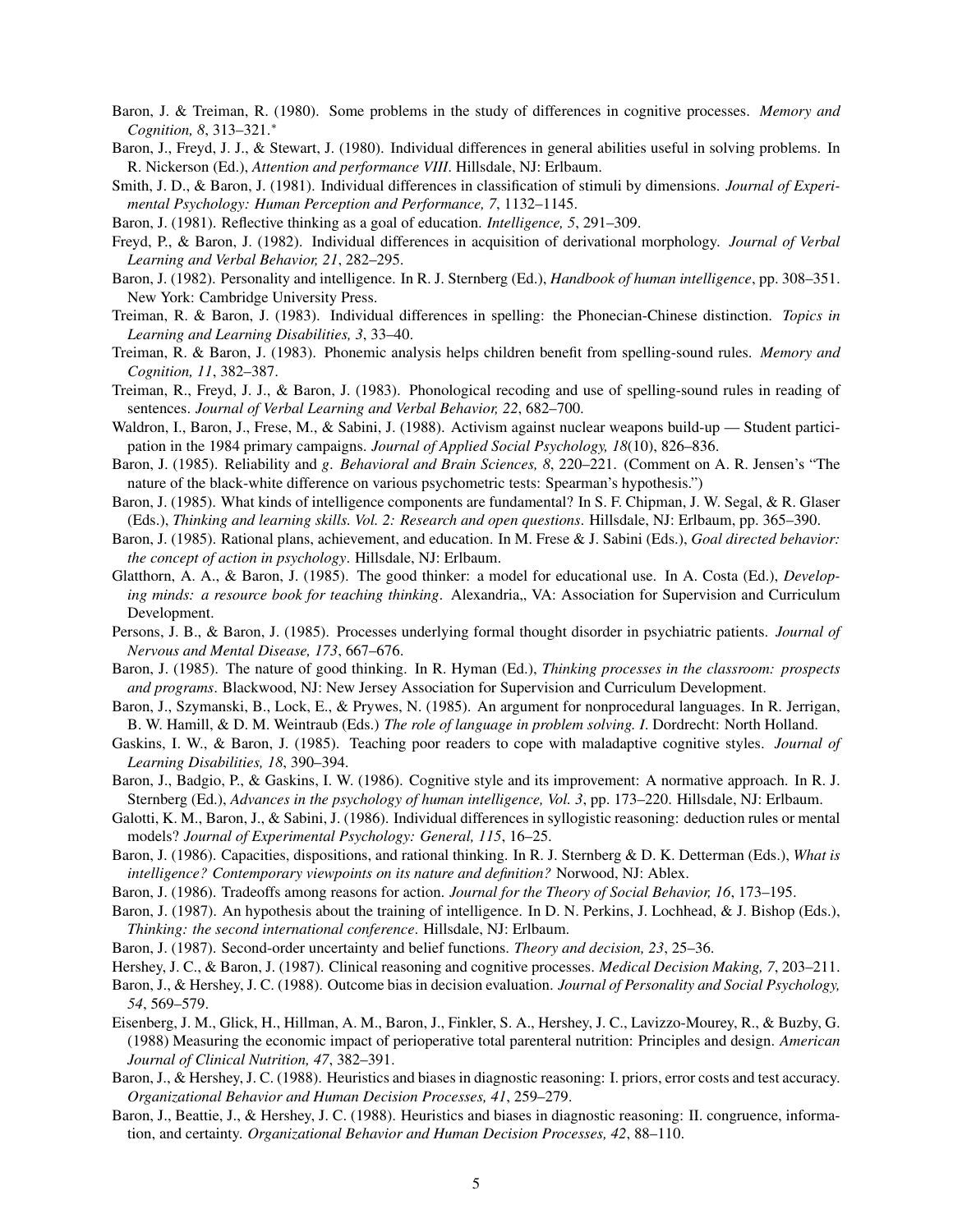Baron, J. & Treiman, R. (1980). Some problems in the study of differences in cognitive processes. *Memory and Cognition, 8*, 313–321.*

Baron, J., Freyd, J. J., & Stewart, J. (1980). Individual differences in general abilities useful in solving problems. In R. Nickerson (Ed.), *Attention and performance VIII*. Hillsdale, NJ: Erlbaum.

Smith, J. D., & Baron, J. (1981). Individual differences in classification of stimuli by dimensions. *Journal of Experimental Psychology: Human Perception and Performance, 7*, 1132–1145.

Baron, J. (1981). Reflective thinking as a goal of education. *Intelligence, 5*, 291–309.

Freyd, P., & Baron, J. (1982). Individual differences in acquisition of derivational morphology. *Journal of Verbal Learning and Verbal Behavior, 21*, 282–295.

Baron, J. (1982). Personality and intelligence. In R. J. Sternberg (Ed.), *Handbook of human intelligence*, pp. 308–351. New York: Cambridge University Press.

Treiman, R. & Baron, J. (1983). Individual differences in spelling: the Phonecian-Chinese distinction. *Topics in Learning and Learning Disabilities, 3*, 33–40.

Treiman, R. & Baron, J. (1983). Phonemic analysis helps children benefit from spelling-sound rules. *Memory and Cognition, 11*, 382–387.

Treiman, R., Freyd, J. J., & Baron, J. (1983). Phonological recoding and use of spelling-sound rules in reading of sentences. *Journal of Verbal Learning and Verbal Behavior, 22*, 682–700.

Waldron, I., Baron, J., Frese, M., & Sabini, J. (1988). Activism against nuclear weapons build-up — Student participation in the 1984 primary campaigns. *Journal of Applied Social Psychology, 18*(10), 826–836.

Baron, J. (1985). Reliability and *g*. *Behavioral and Brain Sciences, 8*, 220–221. (Comment on A. R. Jensen's "The nature of the black-white difference on various psychometric tests: Spearman's hypothesis.")

Baron, J. (1985). What kinds of intelligence components are fundamental? In S. F. Chipman, J. W. Segal, & R. Glaser (Eds.), *Thinking and learning skills. Vol. 2: Research and open questions*. Hillsdale, NJ: Erlbaum, pp. 365–390.

Baron, J. (1985). Rational plans, achievement, and education. In M. Frese & J. Sabini (Eds.), *Goal directed behavior: the concept of action in psychology*. Hillsdale, NJ: Erlbaum.

Glatthorn, A. A., & Baron, J. (1985). The good thinker: a model for educational use. In A. Costa (Ed.), *Developing minds: a resource book for teaching thinking*. Alexandria,, VA: Association for Supervision and Curriculum Development.

Persons, J. B., & Baron, J. (1985). Processes underlying formal thought disorder in psychiatric patients. *Journal of Nervous and Mental Disease, 173*, 667–676.

Baron, J. (1985). The nature of good thinking. In R. Hyman (Ed.), *Thinking processes in the classroom: prospects and programs*. Blackwood, NJ: New Jersey Association for Supervision and Curriculum Development.

Baron, J., Szymanski, B., Lock, E., & Prywes, N. (1985). An argument for nonprocedural languages. In R. Jerrigan, B. W. Hamill, & D. M. Weintraub (Eds.) *The role of language in problem solving. I*. Dordrecht: North Holland.

Gaskins, I. W., & Baron, J. (1985). Teaching poor readers to cope with maladaptive cognitive styles. *Journal of Learning Disabilities, 18*, 390–394.

Baron, J., Badgio, P., & Gaskins, I. W. (1986). Cognitive style and its improvement: A normative approach. In R. J. Sternberg (Ed.), *Advances in the psychology of human intelligence, Vol. 3*, pp. 173–220. Hillsdale, NJ: Erlbaum.

Galotti, K. M., Baron, J., & Sabini, J. (1986). Individual differences in syllogistic reasoning: deduction rules or mental models? *Journal of Experimental Psychology: General, 115*, 16–25.

Baron, J. (1986). Capacities, dispositions, and rational thinking. In R. J. Sternberg & D. K. Detterman (Eds.), *What is intelligence? Contemporary viewpoints on its nature and definition?* Norwood, NJ: Ablex.

Baron, J. (1986). Tradeoffs among reasons for action. *Journal for the Theory of Social Behavior, 16*, 173–195.

Baron, J. (1987). An hypothesis about the training of intelligence. In D. N. Perkins, J. Lochhead, & J. Bishop (Eds.), *Thinking: the second international conference*. Hillsdale, NJ: Erlbaum.

Baron, J. (1987). Second-order uncertainty and belief functions. *Theory and decision, 23*, 25–36.

Hershey, J. C., & Baron, J. (1987). Clinical reasoning and cognitive processes. *Medical Decision Making, 7*, 203–211.

Baron, J., & Hershey, J. C. (1988). Outcome bias in decision evaluation. *Journal of Personality and Social Psychology, 54*, 569–579.

Eisenberg, J. M., Glick, H., Hillman, A. M., Baron, J., Finkler, S. A., Hershey, J. C., Lavizzo-Mourey, R., & Buzby, G. (1988) Measuring the economic impact of perioperative total parenteral nutrition: Principles and design. *American Journal of Clinical Nutrition, 47*, 382–391.

Baron, J., & Hershey, J. C. (1988). Heuristics and biases in diagnostic reasoning: I. priors, error costs and test accuracy. *Organizational Behavior and Human Decision Processes, 41*, 259–279.

Baron, J., Beattie, J., & Hershey, J. C. (1988). Heuristics and biases in diagnostic reasoning: II. congruence, information, and certainty. *Organizational Behavior and Human Decision Processes, 42*, 88–110.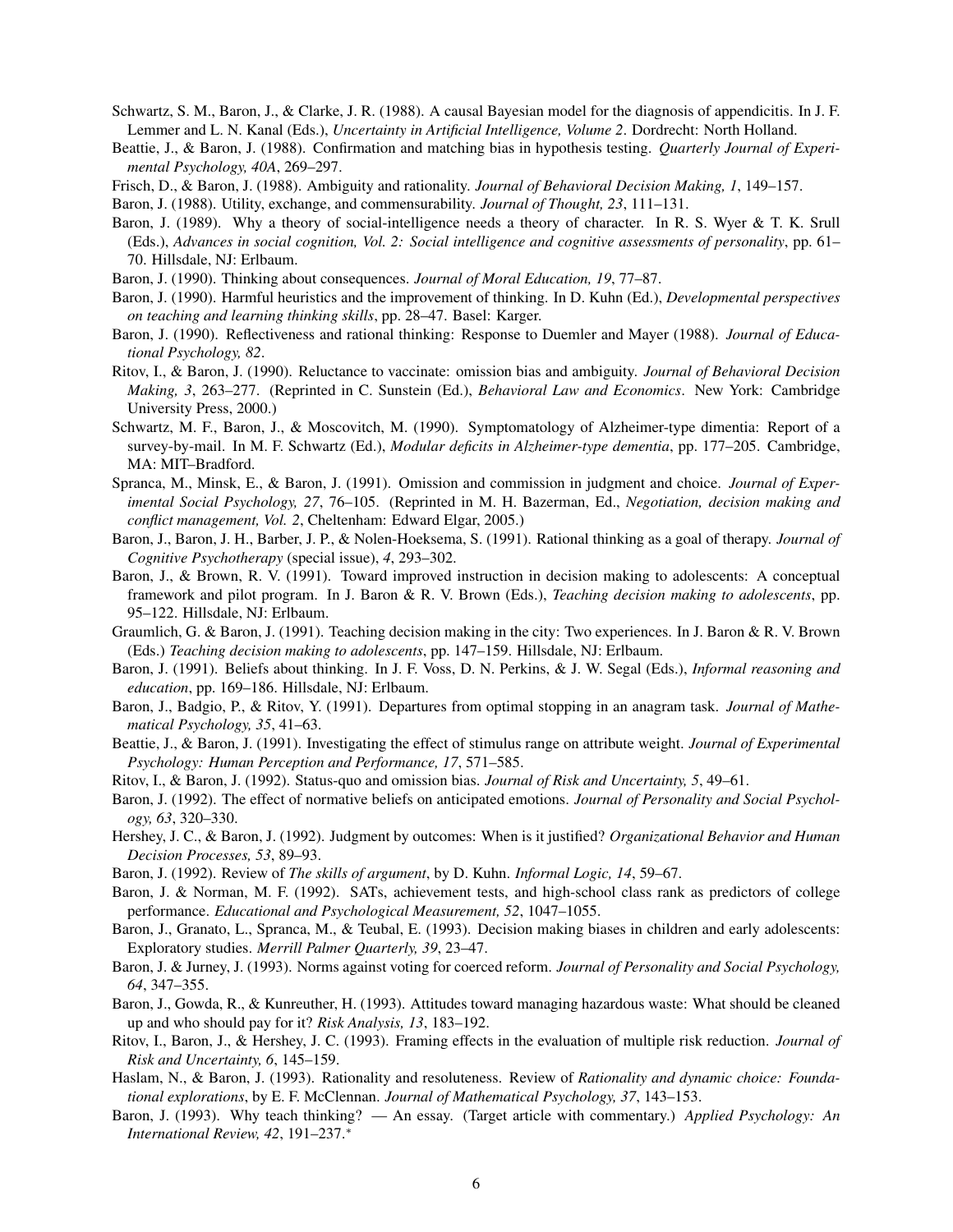Schwartz, S. M., Baron, J., & Clarke, J. R. (1988). A causal Bayesian model for the diagnosis of appendicitis. In J. F. Lemmer and L. N. Kanal (Eds.), *Uncertainty in Artificial Intelligence, Volume 2*. Dordrecht: North Holland.

Beattie, J., & Baron, J. (1988). Confirmation and matching bias in hypothesis testing. *Quarterly Journal of Experimental Psychology, 40A*, 269–297.

Frisch, D., & Baron, J. (1988). Ambiguity and rationality. *Journal of Behavioral Decision Making, 1*, 149–157.

Baron, J. (1988). Utility, exchange, and commensurability. *Journal of Thought, 23*, 111–131.

Baron, J. (1989). Why a theory of social-intelligence needs a theory of character. In R. S. Wyer & T. K. Srull (Eds.), *Advances in social cognition, Vol. 2: Social intelligence and cognitive assessments of personality*, pp. 61–70. Hillsdale, NJ: Erlbaum.

Baron, J. (1990). Thinking about consequences. *Journal of Moral Education, 19*, 77–87.

Baron, J. (1990). Harmful heuristics and the improvement of thinking. In D. Kuhn (Ed.), *Developmental perspectives on teaching and learning thinking skills*, pp. 28–47. Basel: Karger.

Baron, J. (1990). Reflectiveness and rational thinking: Response to Duemler and Mayer (1988). *Journal of Educational Psychology, 82*.

Ritov, I., & Baron, J. (1990). Reluctance to vaccinate: omission bias and ambiguity. *Journal of Behavioral Decision Making, 3*, 263–277. (Reprinted in C. Sunstein (Ed.), *Behavioral Law and Economics*. New York: Cambridge University Press, 2000.)

Schwartz, M. F., Baron, J., & Moscovitch, M. (1990). Symptomatology of Alzheimer-type dimentia: Report of a survey-by-mail. In M. F. Schwartz (Ed.), *Modular deficits in Alzheimer-type dementia*, pp. 177–205. Cambridge, MA: MIT–Bradford.

Spranca, M., Minsk, E., & Baron, J. (1991). Omission and commission in judgment and choice. *Journal of Experimental Social Psychology, 27*, 76–105. (Reprinted in M. H. Bazerman, Ed., *Negotiation, decision making and conflict management, Vol. 2*, Cheltenham: Edward Elgar, 2005.)

Baron, J., Baron, J. H., Barber, J. P., & Nolen-Hoeksema, S. (1991). Rational thinking as a goal of therapy. *Journal of Cognitive Psychotherapy* (special issue), *4*, 293–302.

Baron, J., & Brown, R. V. (1991). Toward improved instruction in decision making to adolescents: A conceptual framework and pilot program. In J. Baron & R. V. Brown (Eds.), *Teaching decision making to adolescents*, pp. 95–122. Hillsdale, NJ: Erlbaum.

Graumlich, G. & Baron, J. (1991). Teaching decision making in the city: Two experiences. In J. Baron & R. V. Brown (Eds.) *Teaching decision making to adolescents*, pp. 147–159. Hillsdale, NJ: Erlbaum.

Baron, J. (1991). Beliefs about thinking. In J. F. Voss, D. N. Perkins, & J. W. Segal (Eds.), *Informal reasoning and education*, pp. 169–186. Hillsdale, NJ: Erlbaum.

Baron, J., Badgio, P., & Ritov, Y. (1991). Departures from optimal stopping in an anagram task. *Journal of Mathematical Psychology, 35*, 41–63.

Beattie, J., & Baron, J. (1991). Investigating the effect of stimulus range on attribute weight. *Journal of Experimental Psychology: Human Perception and Performance, 17*, 571–585.

Ritov, I., & Baron, J. (1992). Status-quo and omission bias. *Journal of Risk and Uncertainty, 5*, 49–61.

Baron, J. (1992). The effect of normative beliefs on anticipated emotions. *Journal of Personality and Social Psychology, 63*, 320–330.

Hershey, J. C., & Baron, J. (1992). Judgment by outcomes: When is it justified? *Organizational Behavior and Human Decision Processes, 53*, 89–93.

Baron, J. (1992). Review of *The skills of argument*, by D. Kuhn. *Informal Logic, 14*, 59–67.

Baron, J. & Norman, M. F. (1992). SATs, achievement tests, and high-school class rank as predictors of college performance. *Educational and Psychological Measurement, 52*, 1047–1055.

Baron, J., Granato, L., Spranca, M., & Teubal, E. (1993). Decision making biases in children and early adolescents: Exploratory studies. *Merrill Palmer Quarterly, 39*, 23–47.

Baron, J. & Jurney, J. (1993). Norms against voting for coerced reform. *Journal of Personality and Social Psychology, 64*, 347–355.

Baron, J., Gowda, R., & Kunreuther, H. (1993). Attitudes toward managing hazardous waste: What should be cleaned up and who should pay for it? *Risk Analysis, 13*, 183–192.

Ritov, I., Baron, J., & Hershey, J. C. (1993). Framing effects in the evaluation of multiple risk reduction. *Journal of Risk and Uncertainty, 6*, 145–159.

Haslam, N., & Baron, J. (1993). Rationality and resoluteness. Review of *Rationality and dynamic choice: Foundational explorations*, by E. F. McClennan. *Journal of Mathematical Psychology, 37*, 143–153.

Baron, J. (1993). Why teach thinking? — An essay. (Target article with commentary.) *Applied Psychology: An International Review, 42*, 191–237.*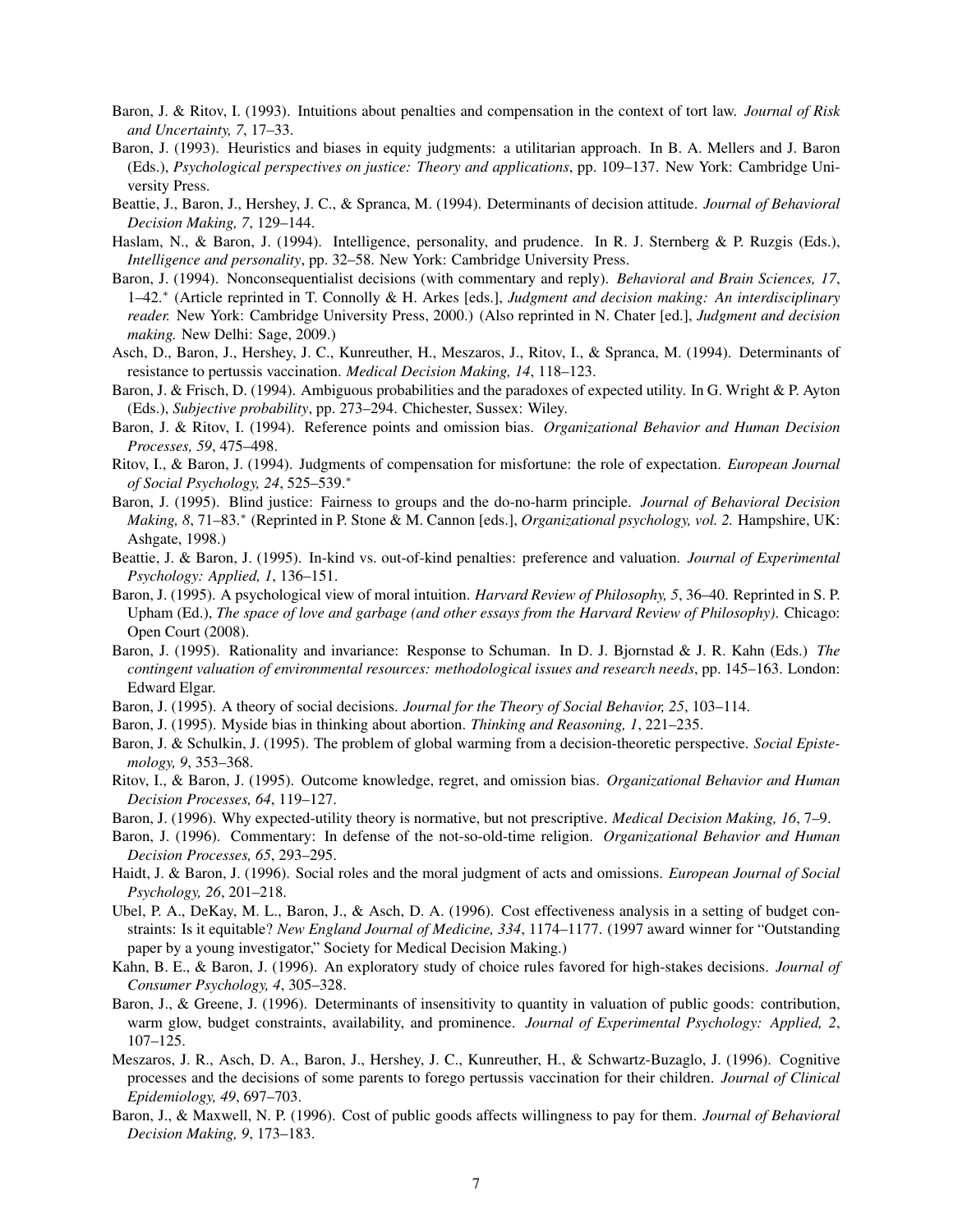Baron, J. & Ritov, I. (1993). Intuitions about penalties and compensation in the context of tort law. *Journal of Risk and Uncertainty, 7*, 17–33.

Baron, J. (1993). Heuristics and biases in equity judgments: a utilitarian approach. In B. A. Mellers and J. Baron (Eds.), *Psychological perspectives on justice: Theory and applications*, pp. 109–137. New York: Cambridge University Press.

Beattie, J., Baron, J., Hershey, J. C., & Spranca, M. (1994). Determinants of decision attitude. *Journal of Behavioral Decision Making, 7*, 129–144.

Haslam, N., & Baron, J. (1994). Intelligence, personality, and prudence. In R. J. Sternberg & P. Ruzgis (Eds.), *Intelligence and personality*, pp. 32–58. New York: Cambridge University Press.

Baron, J. (1994). Nonconsequentialist decisions (with commentary and reply). *Behavioral and Brain Sciences, 17*, 1–42.* (Article reprinted in T. Connolly & H. Arkes [eds.], *Judgment and decision making: An interdisciplinary reader.* New York: Cambridge University Press, 2000.) (Also reprinted in N. Chater [ed.], *Judgment and decision making.* New Delhi: Sage, 2009.)

Asch, D., Baron, J., Hershey, J. C., Kunreuther, H., Meszaros, J., Ritov, I., & Spranca, M. (1994). Determinants of resistance to pertussis vaccination. *Medical Decision Making, 14*, 118–123.

Baron, J. & Frisch, D. (1994). Ambiguous probabilities and the paradoxes of expected utility. In G. Wright & P. Ayton (Eds.), *Subjective probability*, pp. 273–294. Chichester, Sussex: Wiley.

Baron, J. & Ritov, I. (1994). Reference points and omission bias. *Organizational Behavior and Human Decision Processes, 59*, 475–498.

Ritov, I., & Baron, J. (1994). Judgments of compensation for misfortune: the role of expectation. *European Journal of Social Psychology, 24*, 525–539.*

Baron, J. (1995). Blind justice: Fairness to groups and the do-no-harm principle. *Journal of Behavioral Decision Making, 8*, 71–83.* (Reprinted in P. Stone & M. Cannon [eds.], *Organizational psychology, vol. 2.* Hampshire, UK: Ashgate, 1998.)

Beattie, J. & Baron, J. (1995). In-kind vs. out-of-kind penalties: preference and valuation. *Journal of Experimental Psychology: Applied, 1*, 136–151.

Baron, J. (1995). A psychological view of moral intuition. *Harvard Review of Philosophy, 5*, 36–40. Reprinted in S. P. Upham (Ed.), *The space of love and garbage (and other essays from the Harvard Review of Philosophy)*. Chicago: Open Court (2008).

Baron, J. (1995). Rationality and invariance: Response to Schuman. In D. J. Bjornstad & J. R. Kahn (Eds.) *The contingent valuation of environmental resources: methodological issues and research needs*, pp. 145–163. London: Edward Elgar.

Baron, J. (1995). A theory of social decisions. *Journal for the Theory of Social Behavior, 25*, 103–114.

Baron, J. (1995). Myside bias in thinking about abortion. *Thinking and Reasoning, 1*, 221–235.

Baron, J. & Schulkin, J. (1995). The problem of global warming from a decision-theoretic perspective. *Social Epistemology, 9*, 353–368.

Ritov, I., & Baron, J. (1995). Outcome knowledge, regret, and omission bias. *Organizational Behavior and Human Decision Processes, 64*, 119–127.

Baron, J. (1996). Why expected-utility theory is normative, but not prescriptive. *Medical Decision Making, 16*, 7–9.

Baron, J. (1996). Commentary: In defense of the not-so-old-time religion. *Organizational Behavior and Human Decision Processes, 65*, 293–295.

Haidt, J. & Baron, J. (1996). Social roles and the moral judgment of acts and omissions. *European Journal of Social Psychology, 26*, 201–218.

Ubel, P. A., DeKay, M. L., Baron, J., & Asch, D. A. (1996). Cost effectiveness analysis in a setting of budget constraints: Is it equitable? *New England Journal of Medicine, 334*, 1174–1177. (1997 award winner for "Outstanding paper by a young investigator," Society for Medical Decision Making.)

Kahn, B. E., & Baron, J. (1996). An exploratory study of choice rules favored for high-stakes decisions. *Journal of Consumer Psychology, 4*, 305–328.

Baron, J., & Greene, J. (1996). Determinants of insensitivity to quantity in valuation of public goods: contribution, warm glow, budget constraints, availability, and prominence. *Journal of Experimental Psychology: Applied, 2*, 107–125.

Meszaros, J. R., Asch, D. A., Baron, J., Hershey, J. C., Kunreuther, H., & Schwartz-Buzaglo, J. (1996). Cognitive processes and the decisions of some parents to forego pertussis vaccination for their children. *Journal of Clinical Epidemiology, 49*, 697–703.

Baron, J., & Maxwell, N. P. (1996). Cost of public goods affects willingness to pay for them. *Journal of Behavioral Decision Making, 9*, 173–183.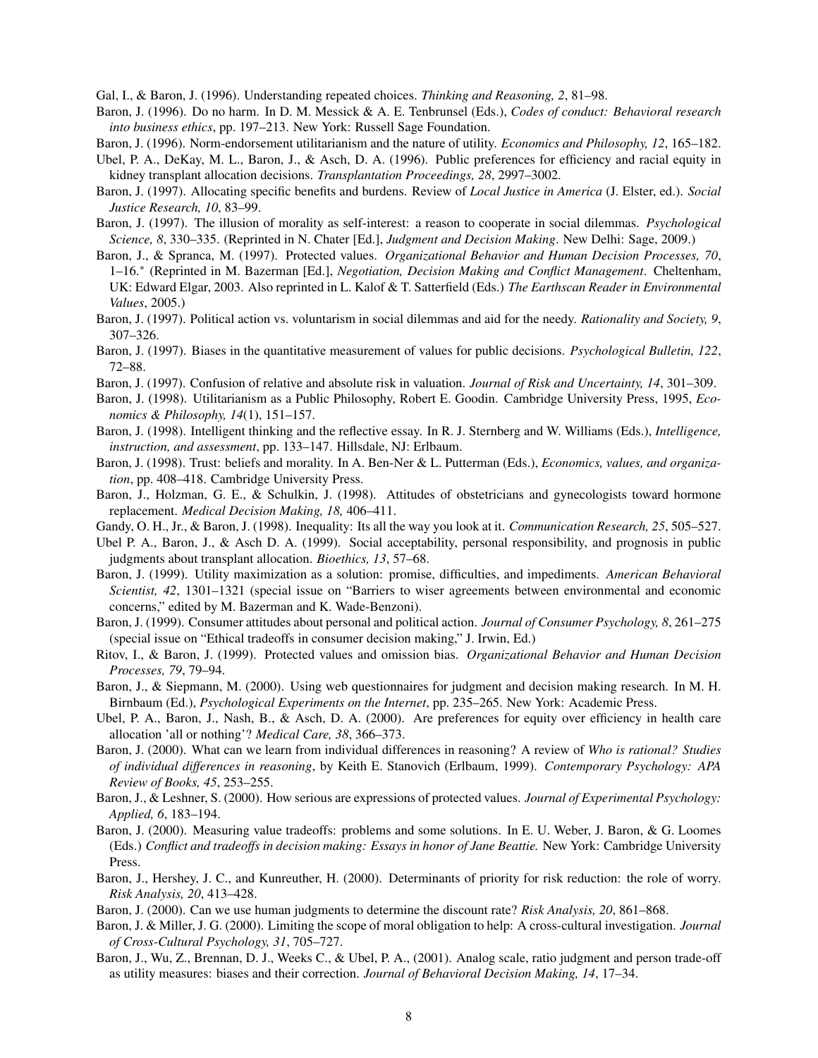Gal, I., & Baron, J. (1996). Understanding repeated choices. *Thinking and Reasoning, 2*, 81–98.

Baron, J. (1996). Do no harm. In D. M. Messick & A. E. Tenbrunsel (Eds.), *Codes of conduct: Behavioral research into business ethics*, pp. 197–213. New York: Russell Sage Foundation.

Baron, J. (1996). Norm-endorsement utilitarianism and the nature of utility. *Economics and Philosophy, 12*, 165–182.

Ubel, P. A., DeKay, M. L., Baron, J., & Asch, D. A. (1996). Public preferences for efficiency and racial equity in kidney transplant allocation decisions. *Transplantation Proceedings, 28*, 2997–3002.

Baron, J. (1997). Allocating specific benefits and burdens. Review of *Local Justice in America* (J. Elster, ed.). *Social Justice Research, 10*, 83–99.

Baron, J. (1997). The illusion of morality as self-interest: a reason to cooperate in social dilemmas. *Psychological Science, 8*, 330–335. (Reprinted in N. Chater [Ed.], *Judgment and Decision Making*. New Delhi: Sage, 2009.)

Baron, J., & Spranca, M. (1997). Protected values. *Organizational Behavior and Human Decision Processes, 70*, 1–16.* (Reprinted in M. Bazerman [Ed.], *Negotiation, Decision Making and Conflict Management*. Cheltenham, UK: Edward Elgar, 2003. Also reprinted in L. Kalof & T. Satterfield (Eds.) *The Earthscan Reader in Environmental Values*, 2005.)

Baron, J. (1997). Political action vs. voluntarism in social dilemmas and aid for the needy. *Rationality and Society, 9*, 307–326.

Baron, J. (1997). Biases in the quantitative measurement of values for public decisions. *Psychological Bulletin, 122*, 72–88.

Baron, J. (1997). Confusion of relative and absolute risk in valuation. *Journal of Risk and Uncertainty, 14*, 301–309.

Baron, J. (1998). Utilitarianism as a Public Philosophy, Robert E. Goodin. Cambridge University Press, 1995, *Economics & Philosophy, 14*(1), 151–157.

Baron, J. (1998). Intelligent thinking and the reflective essay. In R. J. Sternberg and W. Williams (Eds.), *Intelligence, instruction, and assessment*, pp. 133–147. Hillsdale, NJ: Erlbaum.

Baron, J. (1998). Trust: beliefs and morality. In A. Ben-Ner & L. Putterman (Eds.), *Economics, values, and organization*, pp. 408–418. Cambridge University Press.

Baron, J., Holzman, G. E., & Schulkin, J. (1998). Attitudes of obstetricians and gynecologists toward hormone replacement. *Medical Decision Making, 18,* 406–411.

Gandy, O. H., Jr., & Baron, J. (1998). Inequality: Its all the way you look at it. *Communication Research, 25*, 505–527.

Ubel P. A., Baron, J., & Asch D. A. (1999). Social acceptability, personal responsibility, and prognosis in public judgments about transplant allocation. *Bioethics, 13*, 57–68.

Baron, J. (1999). Utility maximization as a solution: promise, difficulties, and impediments. *American Behavioral Scientist, 42*, 1301–1321 (special issue on "Barriers to wiser agreements between environmental and economic concerns," edited by M. Bazerman and K. Wade-Benzoni).

Baron, J. (1999). Consumer attitudes about personal and political action. *Journal of Consumer Psychology, 8*, 261–275 (special issue on "Ethical tradeoffs in consumer decision making," J. Irwin, Ed.)

Ritov, I., & Baron, J. (1999). Protected values and omission bias. *Organizational Behavior and Human Decision Processes, 79*, 79–94.

Baron, J., & Siepmann, M. (2000). Using web questionnaires for judgment and decision making research. In M. H. Birnbaum (Ed.), *Psychological Experiments on the Internet*, pp. 235–265. New York: Academic Press.

Ubel, P. A., Baron, J., Nash, B., & Asch, D. A. (2000). Are preferences for equity over efficiency in health care allocation 'all or nothing'? *Medical Care, 38*, 366–373.

Baron, J. (2000). What can we learn from individual differences in reasoning? A review of *Who is rational? Studies of individual differences in reasoning*, by Keith E. Stanovich (Erlbaum, 1999). *Contemporary Psychology: APA Review of Books, 45*, 253–255.

Baron, J., & Leshner, S. (2000). How serious are expressions of protected values. *Journal of Experimental Psychology: Applied, 6*, 183–194.

Baron, J. (2000). Measuring value tradeoffs: problems and some solutions. In E. U. Weber, J. Baron, & G. Loomes (Eds.) *Conflict and tradeoffs in decision making: Essays in honor of Jane Beattie.* New York: Cambridge University Press.

Baron, J., Hershey, J. C., and Kunreuther, H. (2000). Determinants of priority for risk reduction: the role of worry. *Risk Analysis, 20*, 413–428.

Baron, J. (2000). Can we use human judgments to determine the discount rate? *Risk Analysis, 20*, 861–868.

Baron, J. & Miller, J. G. (2000). Limiting the scope of moral obligation to help: A cross-cultural investigation. *Journal of Cross-Cultural Psychology, 31*, 705–727.

Baron, J., Wu, Z., Brennan, D. J., Weeks C., & Ubel, P. A., (2001). Analog scale, ratio judgment and person trade-off as utility measures: biases and their correction. *Journal of Behavioral Decision Making, 14*, 17–34.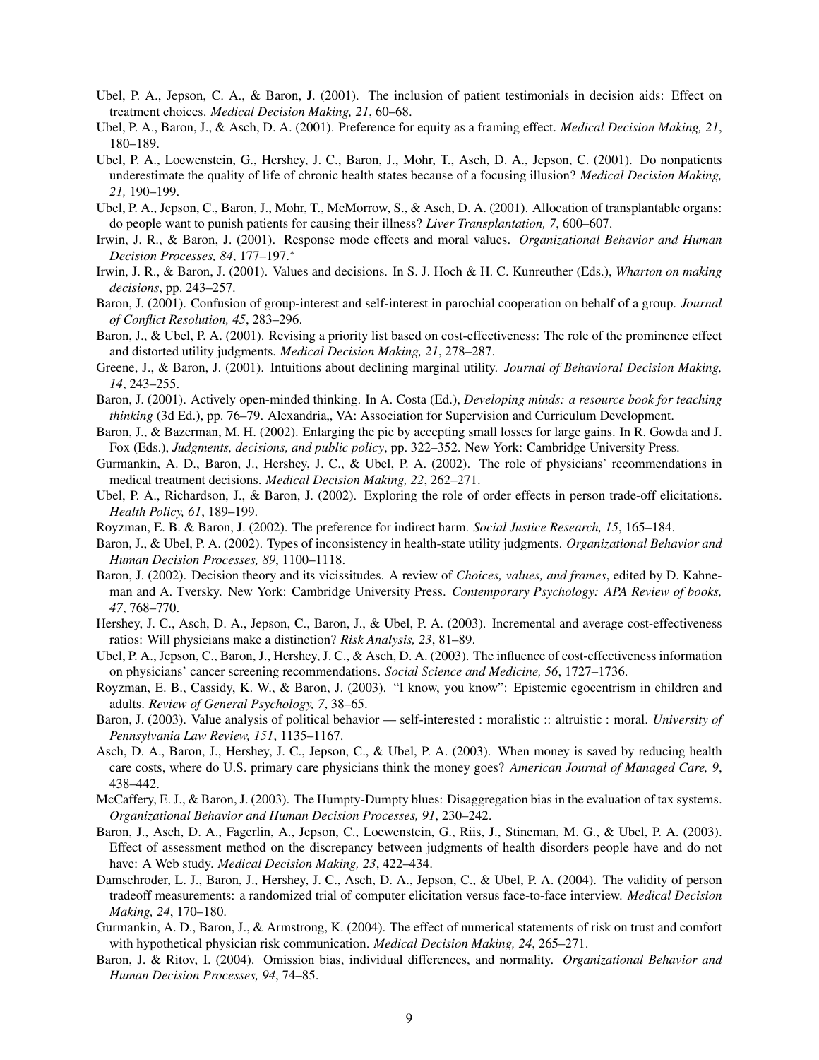Ubel, P. A., Jepson, C. A., & Baron, J. (2001). The inclusion of patient testimonials in decision aids: Effect on treatment choices. *Medical Decision Making, 21*, 60–68.

Ubel, P. A., Baron, J., & Asch, D. A. (2001). Preference for equity as a framing effect. *Medical Decision Making, 21*, 180–189.

Ubel, P. A., Loewenstein, G., Hershey, J. C., Baron, J., Mohr, T., Asch, D. A., Jepson, C. (2001). Do nonpatients underestimate the quality of life of chronic health states because of a focusing illusion? *Medical Decision Making, 21,* 190–199.

Ubel, P. A., Jepson, C., Baron, J., Mohr, T., McMorrow, S., & Asch, D. A. (2001). Allocation of transplantable organs: do people want to punish patients for causing their illness? *Liver Transplantation, 7*, 600–607.

Irwin, J. R., & Baron, J. (2001). Response mode effects and moral values. *Organizational Behavior and Human Decision Processes, 84*, 177–197.*

Irwin, J. R., & Baron, J. (2001). Values and decisions. In S. J. Hoch & H. C. Kunreuther (Eds.), *Wharton on making decisions*, pp. 243–257.

Baron, J. (2001). Confusion of group-interest and self-interest in parochial cooperation on behalf of a group. *Journal of Conflict Resolution, 45*, 283–296.

Baron, J., & Ubel, P. A. (2001). Revising a priority list based on cost-effectiveness: The role of the prominence effect and distorted utility judgments. *Medical Decision Making, 21*, 278–287.

Greene, J., & Baron, J. (2001). Intuitions about declining marginal utility. *Journal of Behavioral Decision Making, 14*, 243–255.

Baron, J. (2001). Actively open-minded thinking. In A. Costa (Ed.), *Developing minds: a resource book for teaching thinking* (3d Ed.), pp. 76–79. Alexandria,, VA: Association for Supervision and Curriculum Development.

Baron, J., & Bazerman, M. H. (2002). Enlarging the pie by accepting small losses for large gains. In R. Gowda and J. Fox (Eds.), *Judgments, decisions, and public policy*, pp. 322–352. New York: Cambridge University Press.

Gurmankin, A. D., Baron, J., Hershey, J. C., & Ubel, P. A. (2002). The role of physicians' recommendations in medical treatment decisions. *Medical Decision Making, 22*, 262–271.

Ubel, P. A., Richardson, J., & Baron, J. (2002). Exploring the role of order effects in person trade-off elicitations. *Health Policy, 61*, 189–199.

Royzman, E. B. & Baron, J. (2002). The preference for indirect harm. *Social Justice Research, 15*, 165–184.

Baron, J., & Ubel, P. A. (2002). Types of inconsistency in health-state utility judgments. *Organizational Behavior and Human Decision Processes, 89*, 1100–1118.

Baron, J. (2002). Decision theory and its vicissitudes. A review of *Choices, values, and frames*, edited by D. Kahneman and A. Tversky. New York: Cambridge University Press. *Contemporary Psychology: APA Review of books, 47*, 768–770.

Hershey, J. C., Asch, D. A., Jepson, C., Baron, J., & Ubel, P. A. (2003). Incremental and average cost-effectiveness ratios: Will physicians make a distinction? *Risk Analysis, 23*, 81–89.

Ubel, P. A., Jepson, C., Baron, J., Hershey, J. C., & Asch, D. A. (2003). The influence of cost-effectiveness information on physicians' cancer screening recommendations. *Social Science and Medicine, 56*, 1727–1736.

Royzman, E. B., Cassidy, K. W., & Baron, J. (2003). "I know, you know": Epistemic egocentrism in children and adults. *Review of General Psychology, 7*, 38–65.

Baron, J. (2003). Value analysis of political behavior — self-interested : moralistic :: altruistic : moral. *University of Pennsylvania Law Review, 151*, 1135–1167.

Asch, D. A., Baron, J., Hershey, J. C., Jepson, C., & Ubel, P. A. (2003). When money is saved by reducing health care costs, where do U.S. primary care physicians think the money goes? *American Journal of Managed Care, 9*, 438–442.

McCaffery, E. J., & Baron, J. (2003). The Humpty-Dumpty blues: Disaggregation bias in the evaluation of tax systems. *Organizational Behavior and Human Decision Processes, 91*, 230–242.

Baron, J., Asch, D. A., Fagerlin, A., Jepson, C., Loewenstein, G., Riis, J., Stineman, M. G., & Ubel, P. A. (2003). Effect of assessment method on the discrepancy between judgments of health disorders people have and do not have: A Web study. *Medical Decision Making, 23*, 422–434.

Damschroder, L. J., Baron, J., Hershey, J. C., Asch, D. A., Jepson, C., & Ubel, P. A. (2004). The validity of person tradeoff measurements: a randomized trial of computer elicitation versus face-to-face interview. *Medical Decision Making, 24*, 170–180.

Gurmankin, A. D., Baron, J., & Armstrong, K. (2004). The effect of numerical statements of risk on trust and comfort with hypothetical physician risk communication. *Medical Decision Making, 24*, 265–271.

Baron, J. & Ritov, I. (2004). Omission bias, individual differences, and normality. *Organizational Behavior and Human Decision Processes, 94*, 74–85.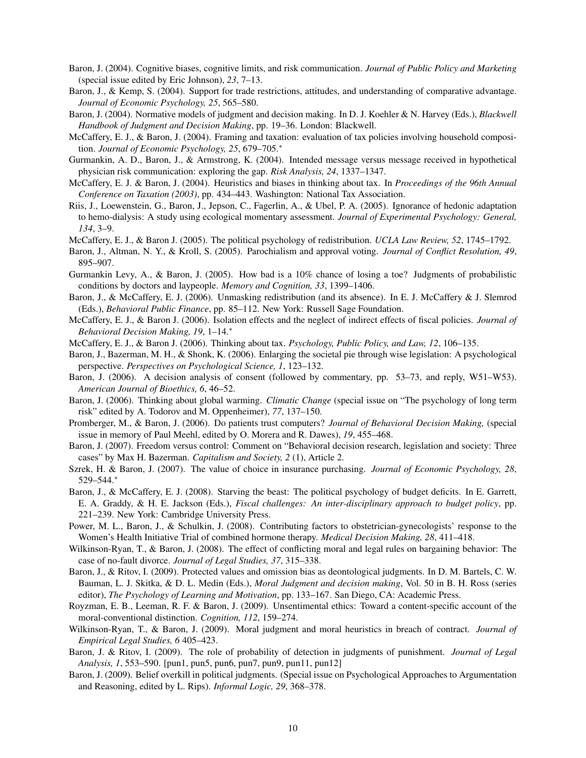Baron, J. (2004). Cognitive biases, cognitive limits, and risk communication. *Journal of Public Policy and Marketing* (special issue edited by Eric Johnson), *23*, 7–13.

Baron, J., & Kemp, S. (2004). Support for trade restrictions, attitudes, and understanding of comparative advantage. *Journal of Economic Psychology, 25*, 565–580.

Baron, J. (2004). Normative models of judgment and decision making. In D. J. Koehler & N. Harvey (Eds.), *Blackwell Handbook of Judgment and Decision Making*, pp. 19–36. London: Blackwell.

McCaffery, E. J., & Baron, J. (2004). Framing and taxation: evaluation of tax policies involving household composition. *Journal of Economic Psychology, 25*, 679–705.*

Gurmankin, A. D., Baron, J., & Armstrong, K. (2004). Intended message versus message received in hypothetical physician risk communication: exploring the gap. *Risk Analysis, 24*, 1337–1347.

McCaffery, E. J. & Baron, J. (2004). Heuristics and biases in thinking about tax. In *Proceedings of the 96th Annual Conference on Taxation (2003)*, pp. 434–443. Washington: National Tax Association.

Riis, J., Loewenstein, G., Baron, J., Jepson, C., Fagerlin, A., & Ubel, P. A. (2005). Ignorance of hedonic adaptation to hemo-dialysis: A study using ecological momentary assessment. *Journal of Experimental Psychology: General, 134*, 3–9.

McCaffery, E. J., & Baron J. (2005). The political psychology of redistribution. *UCLA Law Review, 52*, 1745–1792.

Baron, J., Altman, N. Y., & Kroll, S. (2005). Parochialism and approval voting. *Journal of Conflict Resolution, 49*, 895–907.

Gurmankin Levy, A., & Baron, J. (2005). How bad is a 10% chance of losing a toe? Judgments of probabilistic conditions by doctors and laypeople. *Memory and Cognition, 33*, 1399–1406.

Baron, J., & McCaffery, E. J. (2006). Unmasking redistribution (and its absence). In E. J. McCaffery & J. Slemrod (Eds.), *Behavioral Public Finance*, pp. 85–112. New York: Russell Sage Foundation.

McCaffery, E. J., & Baron J. (2006). Isolation effects and the neglect of indirect effects of fiscal policies. *Journal of Behavioral Decision Making, 19*, 1–14.*

McCaffery, E. J., & Baron J. (2006). Thinking about tax. *Psychology, Public Policy, and Law, 12*, 106–135.

Baron, J., Bazerman, M. H., & Shonk, K. (2006). Enlarging the societal pie through wise legislation: A psychological perspective. *Perspectives on Psychological Science, 1*, 123–132.

Baron, J. (2006). A decision analysis of consent (followed by commentary, pp. 53–73, and reply, W51–W53). *American Journal of Bioethics, 6*, 46–52.

Baron, J. (2006). Thinking about global warming. *Climatic Change* (special issue on "The psychology of long term risk" edited by A. Todorov and M. Oppenheimer), *77*, 137–150.

Promberger, M., & Baron, J. (2006). Do patients trust computers? *Journal of Behavioral Decision Making,* (special issue in memory of Paul Meehl, edited by O. Morera and R. Dawes), *19*, 455–468.

Baron, J. (2007). Freedom versus control: Comment on "Behavioral decision research, legislation and society: Three cases" by Max H. Bazerman. *Capitalism and Society, 2* (1), Article 2.

Szrek, H. & Baron, J. (2007). The value of choice in insurance purchasing. *Journal of Economic Psychology, 28*, 529–544.*

Baron, J., & McCaffery, E. J. (2008). Starving the beast: The political psychology of budget deficits. In E. Garrett, E. A. Graddy, & H. E. Jackson (Eds.), *Fiscal challenges: An inter-disciplinary approach to budget policy*, pp. 221–239. New York: Cambridge University Press.

Power, M. L., Baron, J., & Schulkin, J. (2008). Contributing factors to obstetrician-gynecologists' response to the Women's Health Initiative Trial of combined hormone therapy. *Medical Decision Making, 28*, 411–418.

Wilkinson-Ryan, T., & Baron, J. (2008). The effect of conflicting moral and legal rules on bargaining behavior: The case of no-fault divorce. *Journal of Legal Studies, 37*, 315–338.

Baron, J., & Ritov, I. (2009). Protected values and omission bias as deontological judgments. In D. M. Bartels, C. W. Bauman, L. J. Skitka, & D. L. Medin (Eds.), *Moral Judgment and decision making*, Vol. 50 in B. H. Ross (series editor), *The Psychology of Learning and Motivation*, pp. 133–167. San Diego, CA: Academic Press.

Royzman, E. B., Leeman, R. F. & Baron, J. (2009). Unsentimental ethics: Toward a content-specific account of the moral-conventional distinction. *Cognition, 112*, 159–274.

Wilkinson-Ryan, T., & Baron, J. (2009). Moral judgment and moral heuristics in breach of contract. *Journal of Empirical Legal Studies, 6* 405–423.

Baron, J. & Ritov, I. (2009). The role of probability of detection in judgments of punishment. *Journal of Legal Analysis, 1*, 553–590. [pun1, pun5, pun6, pun7, pun9, pun11, pun12]

Baron, J. (2009). Belief overkill in political judgments. (Special issue on Psychological Approaches to Argumentation and Reasoning, edited by L. Rips). *Informal Logic, 29*, 368–378.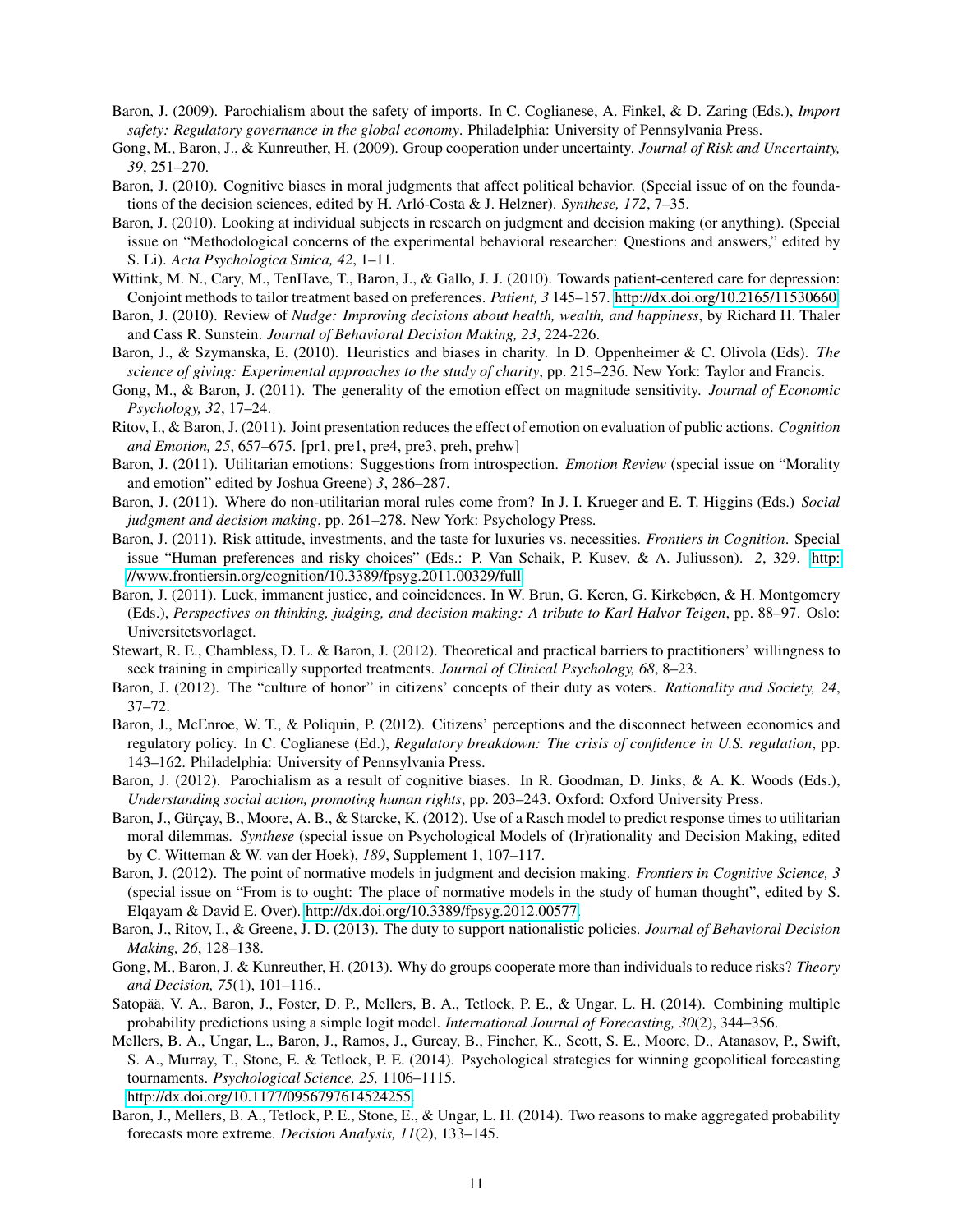Baron, J. (2009). Parochialism about the safety of imports. In C. Coglianese, A. Finkel, & D. Zaring (Eds.), *Import safety: Regulatory governance in the global economy*. Philadelphia: University of Pennsylvania Press.

Gong, M., Baron, J., & Kunreuther, H. (2009). Group cooperation under uncertainty. *Journal of Risk and Uncertainty, 39*, 251–270.

Baron, J. (2010). Cognitive biases in moral judgments that affect political behavior. (Special issue of on the foundations of the decision sciences, edited by H. Arló-Costa & J. Helzner). *Synthese, 172*, 7–35.

Baron, J. (2010). Looking at individual subjects in research on judgment and decision making (or anything). (Special issue on "Methodological concerns of the experimental behavioral researcher: Questions and answers," edited by S. Li). *Acta Psychologica Sinica, 42*, 1–11.

Wittink, M. N., Cary, M., TenHave, T., Baron, J., & Gallo, J. J. (2010). Towards patient-centered care for depression: Conjoint methods to tailor treatment based on preferences. *Patient, 3* 145–157. http://dx.doi.org/10.2165/11530660

Baron, J. (2010). Review of *Nudge: Improving decisions about health, wealth, and happiness*, by Richard H. Thaler and Cass R. Sunstein. *Journal of Behavioral Decision Making, 23*, 224-226.

Baron, J., & Szymanska, E. (2010). Heuristics and biases in charity. In D. Oppenheimer & C. Olivola (Eds). *The science of giving: Experimental approaches to the study of charity*, pp. 215–236. New York: Taylor and Francis.

Gong, M., & Baron, J. (2011). The generality of the emotion effect on magnitude sensitivity. *Journal of Economic Psychology, 32*, 17–24.

Ritov, I., & Baron, J. (2011). Joint presentation reduces the effect of emotion on evaluation of public actions. *Cognition and Emotion, 25*, 657–675. [pr1, pre1, pre4, pre3, preh, prehw]

Baron, J. (2011). Utilitarian emotions: Suggestions from introspection. *Emotion Review* (special issue on "Morality and emotion" edited by Joshua Greene) *3*, 286–287.

Baron, J. (2011). Where do non-utilitarian moral rules come from? In J. I. Krueger and E. T. Higgins (Eds.) *Social judgment and decision making*, pp. 261–278. New York: Psychology Press.

Baron, J. (2011). Risk attitude, investments, and the taste for luxuries vs. necessities. *Frontiers in Cognition*. Special issue "Human preferences and risky choices" (Eds.: P. Van Schaik, P. Kusev, & A. Juliusson). *2*, 329. http://www.frontiersin.org/cognition/10.3389/fpsyg.2011.00329/full

Baron, J. (2011). Luck, immanent justice, and coincidences. In W. Brun, G. Keren, G. Kirkebøen, & H. Montgomery (Eds.), *Perspectives on thinking, judging, and decision making: A tribute to Karl Halvor Teigen*, pp. 88–97. Oslo: Universitetsvorlaget.

Stewart, R. E., Chambless, D. L. & Baron, J. (2012). Theoretical and practical barriers to practitioners' willingness to seek training in empirically supported treatments. *Journal of Clinical Psychology, 68*, 8–23.

Baron, J. (2012). The "culture of honor" in citizens' concepts of their duty as voters. *Rationality and Society, 24*, 37–72.

Baron, J., McEnroe, W. T., & Poliquin, P. (2012). Citizens' perceptions and the disconnect between economics and regulatory policy. In C. Coglianese (Ed.), *Regulatory breakdown: The crisis of confidence in U.S. regulation*, pp. 143–162. Philadelphia: University of Pennsylvania Press.

Baron, J. (2012). Parochialism as a result of cognitive biases. In R. Goodman, D. Jinks, & A. K. Woods (Eds.), *Understanding social action, promoting human rights*, pp. 203–243. Oxford: Oxford University Press.

Baron, J., Gürçay, B., Moore, A. B., & Starcke, K. (2012). Use of a Rasch model to predict response times to utilitarian moral dilemmas. *Synthese* (special issue on Psychological Models of (Ir)rationality and Decision Making, edited by C. Witteman & W. van der Hoek), *189*, Supplement 1, 107–117.

Baron, J. (2012). The point of normative models in judgment and decision making. *Frontiers in Cognitive Science, 3* (special issue on "From is to ought: The place of normative models in the study of human thought", edited by S. Elqayam & David E. Over). http://dx.doi.org/10.3389/fpsyg.2012.00577.

Baron, J., Ritov, I., & Greene, J. D. (2013). The duty to support nationalistic policies. *Journal of Behavioral Decision Making, 26*, 128–138.

Gong, M., Baron, J. & Kunreuther, H. (2013). Why do groups cooperate more than individuals to reduce risks? *Theory and Decision, 75*(1), 101–116..

Satopää, V. A., Baron, J., Foster, D. P., Mellers, B. A., Tetlock, P. E., & Ungar, L. H. (2014). Combining multiple probability predictions using a simple logit model. *International Journal of Forecasting, 30*(2), 344–356.

Mellers, B. A., Ungar, L., Baron, J., Ramos, J., Gurcay, B., Fincher, K., Scott, S. E., Moore, D., Atanasov, P., Swift, S. A., Murray, T., Stone, E. & Tetlock, P. E. (2014). Psychological strategies for winning geopolitical forecasting tournaments. *Psychological Science, 25,* 1106–1115. http://dx.doi.org/10.1177/0956797614524255.

Baron, J., Mellers, B. A., Tetlock, P. E., Stone, E., & Ungar, L. H. (2014). Two reasons to make aggregated probability forecasts more extreme. *Decision Analysis, 11*(2), 133–145.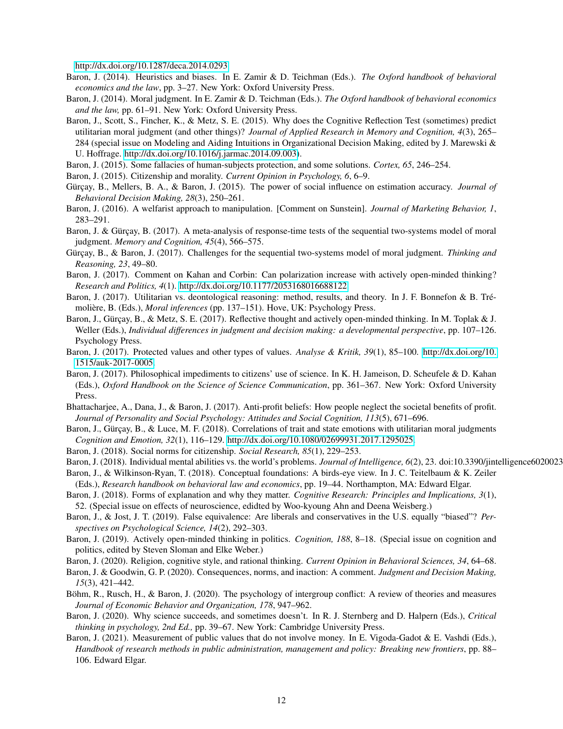http://dx.doi.org/10.1287/deca.2014.0293

Baron, J. (2014). Heuristics and biases. In E. Zamir & D. Teichman (Eds.). *The Oxford handbook of behavioral economics and the law*, pp. 3–27. New York: Oxford University Press.

Baron, J. (2014). Moral judgment. In E. Zamir & D. Teichman (Eds.). *The Oxford handbook of behavioral economics and the law,* pp. 61–91. New York: Oxford University Press.

Baron, J., Scott, S., Fincher, K., & Metz, S. E. (2015). Why does the Cognitive Reflection Test (sometimes) predict utilitarian moral judgment (and other things)? *Journal of Applied Research in Memory and Cognition, 4*(3), 265–284 (special issue on Modeling and Aiding Intuitions in Organizational Decision Making, edited by J. Marewski & U. Hoffrage. http://dx.doi.org/10.1016/j.jarmac.2014.09.003).

Baron, J. (2015). Some fallacies of human-subjects protection, and some solutions. *Cortex, 65*, 246–254.

Baron, J. (2015). Citizenship and morality. *Current Opinion in Psychology, 6*, 6–9.

Gürçay, B., Mellers, B. A., & Baron, J. (2015). The power of social influence on estimation accuracy. *Journal of Behavioral Decision Making, 28*(3), 250–261.

Baron, J. (2016). A welfarist approach to manipulation. [Comment on Sunstein]. *Journal of Marketing Behavior, 1*, 283–291.

Baron, J. & Gürçay, B. (2017). A meta-analysis of response-time tests of the sequential two-systems model of moral judgment. *Memory and Cognition, 45*(4), 566–575.

Gürçay, B., & Baron, J. (2017). Challenges for the sequential two-systems model of moral judgment. *Thinking and Reasoning, 23*, 49–80.

Baron, J. (2017). Comment on Kahan and Corbin: Can polarization increase with actively open-minded thinking? *Research and Politics, 4*(1). http://dx.doi.org/10.1177/2053168016688122

Baron, J. (2017). Utilitarian vs. deontological reasoning: method, results, and theory. In J. F. Bonnefon & B. Trémolière, B. (Eds.), *Moral inferences* (pp. 137–151). Hove, UK: Psychology Press.

Baron, J., Gürçay, B., & Metz, S. E. (2017). Reflective thought and actively open-minded thinking. In M. Toplak & J. Weller (Eds.), *Individual differences in judgment and decision making: a developmental perspective*, pp. 107–126. Psychology Press.

Baron, J. (2017). Protected values and other types of values. *Analyse & Kritik, 39*(1), 85–100. http://dx.doi.org/10.1515/auk-2017-0005.

Baron, J. (2017). Philosophical impediments to citizens' use of science. In K. H. Jameison, D. Scheufele & D. Kahan (Eds.), *Oxford Handbook on the Science of Science Communication*, pp. 361–367. New York: Oxford University Press.

Bhattacharjee, A., Dana, J., & Baron, J. (2017). Anti-profit beliefs: How people neglect the societal benefits of profit. *Journal of Personality and Social Psychology: Attitudes and Social Cognition, 113*(5), 671–696.

Baron, J., Gürçay, B., & Luce, M. F. (2018). Correlations of trait and state emotions with utilitarian moral judgments *Cognition and Emotion, 32*(1), 116–129. http://dx.doi.org/10.1080/02699931.2017.1295025.

Baron, J. (2018). Social norms for citizenship. *Social Research, 85*(1), 229–253.

Baron, J. (2018). Individual mental abilities vs. the world's problems. *Journal of Intelligence, 6*(2), 23. doi:10.3390/jintelligence6020023

Baron, J., & Wilkinson-Ryan, T. (2018). Conceptual foundations: A birds-eye view. In J. C. Teitelbaum & K. Zeiler (Eds.), *Research handbook on behavioral law and economics*, pp. 19–44. Northampton, MA: Edward Elgar.

Baron, J. (2018). Forms of explanation and why they matter. *Cognitive Research: Principles and Implications, 3*(1), 52. (Special issue on effects of neuroscience, edidted by Woo-kyoung Ahn and Deena Weisberg.)

Baron, J., & Jost, J. T. (2019). False equivalence: Are liberals and conservatives in the U.S. equally "biased"? *Perspectives on Psychological Science, 14*(2), 292–303.

Baron, J. (2019). Actively open-minded thinking in politics. *Cognition, 188*, 8–18. (Special issue on cognition and politics, edited by Steven Sloman and Elke Weber.)

Baron, J. (2020). Religion, cognitive style, and rational thinking. *Current Opinion in Behavioral Sciences, 34*, 64–68.

Baron, J. & Goodwin, G. P. (2020). Consequences, norms, and inaction: A comment. *Judgment and Decision Making, 15*(3), 421–442.

Böhm, R., Rusch, H., & Baron, J. (2020). The psychology of intergroup conflict: A review of theories and measures *Journal of Economic Behavior and Organization, 178*, 947–962.

Baron, J. (2020). Why science succeeds, and sometimes doesn't. In R. J. Sternberg and D. Halpern (Eds.), *Critical thinking in psychology, 2nd Ed.,* pp. 39–67. New York: Cambridge University Press.

Baron, J. (2021). Measurement of public values that do not involve money. In E. Vigoda-Gadot & E. Vashdi (Eds.), *Handbook of research methods in public administration, management and policy: Breaking new frontiers*, pp. 88–106. Edward Elgar.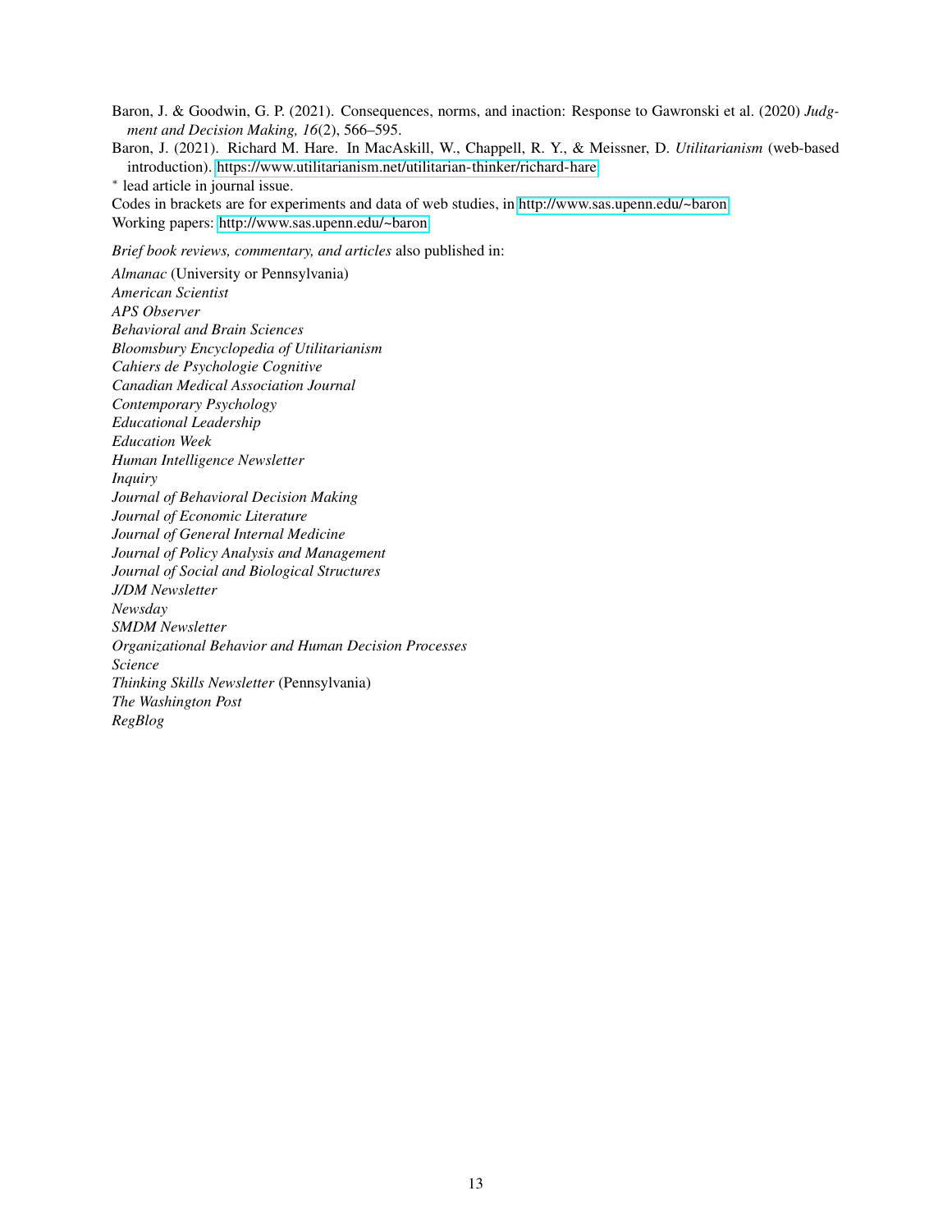Baron, J. & Goodwin, G. P. (2021). Consequences, norms, and inaction: Response to Gawronski et al. (2020) *Judgment and Decision Making, 16*(2), 566–595.

Baron, J. (2021). Richard M. Hare. In MacAskill, W., Chappell, R. Y., & Meissner, D. *Utilitarianism* (web-based introduction). https://www.utilitarianism.net/utilitarian-thinker/richard-hare

* lead article in journal issue.

Codes in brackets are for experiments and data of web studies, in http://www.sas.upenn.edu/~baron

Working papers: http://www.sas.upenn.edu/~baron

*Brief book reviews, commentary, and articles* also published in:

*Almanac* (University or Pennsylvania)
*American Scientist*
*APS Observer*
*Behavioral and Brain Sciences*
*Bloomsbury Encyclopedia of Utilitarianism*
*Cahiers de Psychologie Cognitive*
*Canadian Medical Association Journal*
*Contemporary Psychology*
*Educational Leadership*
*Education Week*
*Human Intelligence Newsletter*
*Inquiry*
*Journal of Behavioral Decision Making*
*Journal of Economic Literature*
*Journal of General Internal Medicine*
*Journal of Policy Analysis and Management*
*Journal of Social and Biological Structures*
*J/DM Newsletter*
*Newsday*
*SMDM Newsletter*
*Organizational Behavior and Human Decision Processes*
*Science*
*Thinking Skills Newsletter* (Pennsylvania)
*The Washington Post*
*RegBlog*